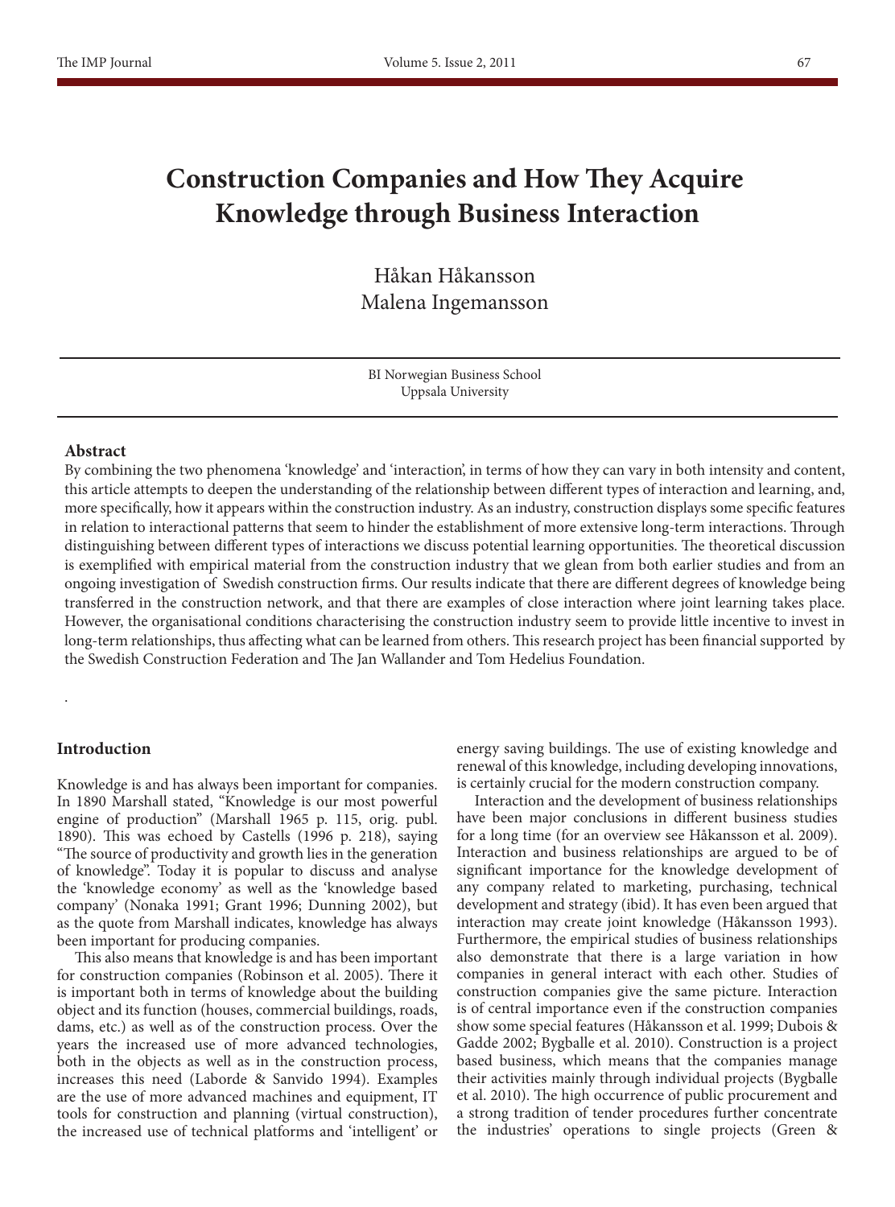# Construction Companies and How They Acquire Knowledge through Business Interaction

Håkan Håkansson
Malena Ingemansson

BI Norwegian Business School
Uppsala University

## Abstract

By combining the two phenomena 'knowledge' and 'interaction', in terms of how they can vary in both intensity and content, this article attempts to deepen the understanding of the relationship between different types of interaction and learning, and, more specifically, how it appears within the construction industry. As an industry, construction displays some specific features in relation to interactional patterns that seem to hinder the establishment of more extensive long-term interactions. Through distinguishing between different types of interactions we discuss potential learning opportunities. The theoretical discussion is exemplified with empirical material from the construction industry that we glean from both earlier studies and from an ongoing investigation of Swedish construction firms. Our results indicate that there are different degrees of knowledge being transferred in the construction network, and that there are examples of close interaction where joint learning takes place. However, the organisational conditions characterising the construction industry seem to provide little incentive to invest in long-term relationships, thus affecting what can be learned from others. This research project has been financial supported by the Swedish Construction Federation and The Jan Wallander and Tom Hedelius Foundation.

.

## Introduction

Knowledge is and has always been important for companies. In 1890 Marshall stated, "Knowledge is our most powerful engine of production" (Marshall 1965 p. 115, orig. publ. 1890). This was echoed by Castells (1996 p. 218), saying "The source of productivity and growth lies in the generation of knowledge". Today it is popular to discuss and analyse the 'knowledge economy' as well as the 'knowledge based company' (Nonaka 1991; Grant 1996; Dunning 2002), but as the quote from Marshall indicates, knowledge has always been important for producing companies.

This also means that knowledge is and has been important for construction companies (Robinson et al. 2005). There it is important both in terms of knowledge about the building object and its function (houses, commercial buildings, roads, dams, etc.) as well as of the construction process. Over the years the increased use of more advanced technologies, both in the objects as well as in the construction process, increases this need (Laborde & Sanvido 1994). Examples are the use of more advanced machines and equipment, IT tools for construction and planning (virtual construction), the increased use of technical platforms and 'intelligent' or energy saving buildings. The use of existing knowledge and renewal of this knowledge, including developing innovations, is certainly crucial for the modern construction company.

Interaction and the development of business relationships have been major conclusions in different business studies for a long time (for an overview see Håkansson et al. 2009). Interaction and business relationships are argued to be of significant importance for the knowledge development of any company related to marketing, purchasing, technical development and strategy (ibid). It has even been argued that interaction may create joint knowledge (Håkansson 1993). Furthermore, the empirical studies of business relationships also demonstrate that there is a large variation in how companies in general interact with each other. Studies of construction companies give the same picture. Interaction is of central importance even if the construction companies show some special features (Håkansson et al. 1999; Dubois & Gadde 2002; Bygballe et al. 2010). Construction is a project based business, which means that the companies manage their activities mainly through individual projects (Bygballe et al. 2010). The high occurrence of public procurement and a strong tradition of tender procedures further concentrate the industries' operations to single projects (Green &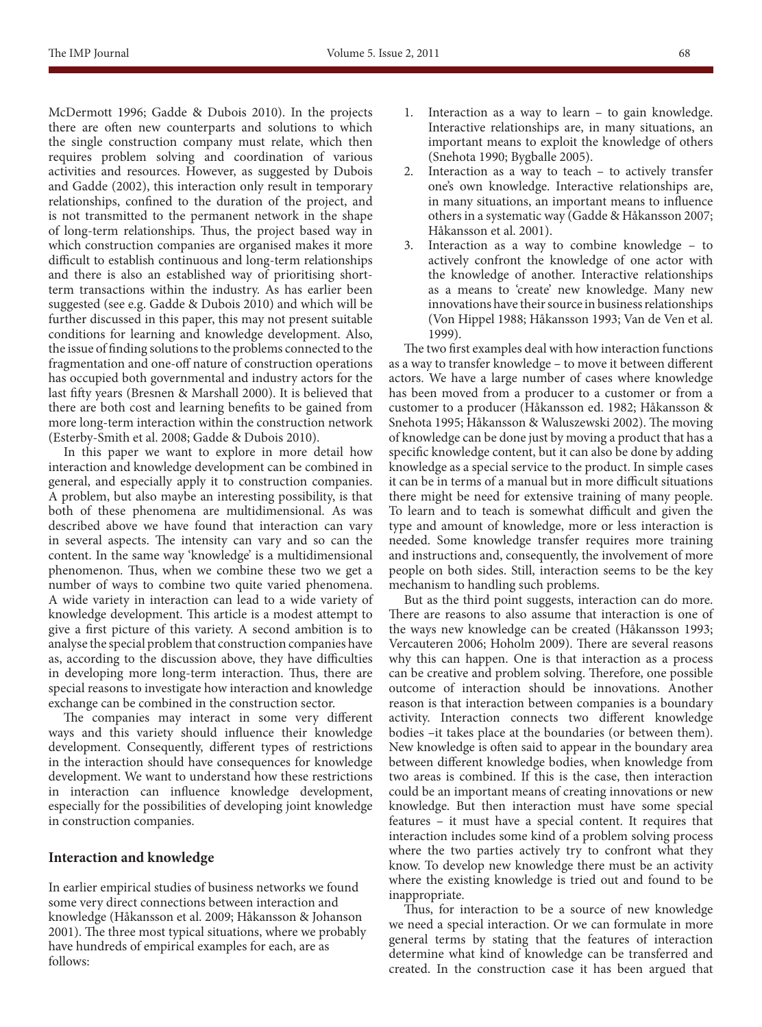McDermott 1996; Gadde & Dubois 2010). In the projects there are often new counterparts and solutions to which the single construction company must relate, which then requires problem solving and coordination of various activities and resources. However, as suggested by Dubois and Gadde (2002), this interaction only result in temporary relationships, confined to the duration of the project, and is not transmitted to the permanent network in the shape of long-term relationships. Thus, the project based way in which construction companies are organised makes it more difficult to establish continuous and long-term relationships and there is also an established way of prioritising short-term transactions within the industry. As has earlier been suggested (see e.g. Gadde & Dubois 2010) and which will be further discussed in this paper, this may not present suitable conditions for learning and knowledge development. Also, the issue of finding solutions to the problems connected to the fragmentation and one-off nature of construction operations has occupied both governmental and industry actors for the last fifty years (Bresnen & Marshall 2000). It is believed that there are both cost and learning benefits to be gained from more long-term interaction within the construction network (Esterby-Smith et al. 2008; Gadde & Dubois 2010).

In this paper we want to explore in more detail how interaction and knowledge development can be combined in general, and especially apply it to construction companies. A problem, but also maybe an interesting possibility, is that both of these phenomena are multidimensional. As was described above we have found that interaction can vary in several aspects. The intensity can vary and so can the content. In the same way 'knowledge' is a multidimensional phenomenon. Thus, when we combine these two we get a number of ways to combine two quite varied phenomena. A wide variety in interaction can lead to a wide variety of knowledge development. This article is a modest attempt to give a first picture of this variety. A second ambition is to analyse the special problem that construction companies have as, according to the discussion above, they have difficulties in developing more long-term interaction. Thus, there are special reasons to investigate how interaction and knowledge exchange can be combined in the construction sector.

The companies may interact in some very different ways and this variety should influence their knowledge development. Consequently, different types of restrictions in the interaction should have consequences for knowledge development. We want to understand how these restrictions in interaction can influence knowledge development, especially for the possibilities of developing joint knowledge in construction companies.

## Interaction and knowledge

In earlier empirical studies of business networks we found some very direct connections between interaction and knowledge (Håkansson et al. 2009; Håkansson & Johanson 2001). The three most typical situations, where we probably have hundreds of empirical examples for each, are as follows:

1. Interaction as a way to learn – to gain knowledge. Interactive relationships are, in many situations, an important means to exploit the knowledge of others (Snehota 1990; Bygballe 2005).
2. Interaction as a way to teach – to actively transfer one's own knowledge. Interactive relationships are, in many situations, an important means to influence others in a systematic way (Gadde & Håkansson 2007; Håkansson et al. 2001).
3. Interaction as a way to combine knowledge – to actively confront the knowledge of one actor with the knowledge of another. Interactive relationships as a means to 'create' new knowledge. Many new innovations have their source in business relationships (Von Hippel 1988; Håkansson 1993; Van de Ven et al. 1999).

The two first examples deal with how interaction functions as a way to transfer knowledge – to move it between different actors. We have a large number of cases where knowledge has been moved from a producer to a customer or from a customer to a producer (Håkansson ed. 1982; Håkansson & Snehota 1995; Håkansson & Waluszewski 2002). The moving of knowledge can be done just by moving a product that has a specific knowledge content, but it can also be done by adding knowledge as a special service to the product. In simple cases it can be in terms of a manual but in more difficult situations there might be need for extensive training of many people. To learn and to teach is somewhat difficult and given the type and amount of knowledge, more or less interaction is needed. Some knowledge transfer requires more training and instructions and, consequently, the involvement of more people on both sides. Still, interaction seems to be the key mechanism to handling such problems.

But as the third point suggests, interaction can do more. There are reasons to also assume that interaction is one of the ways new knowledge can be created (Håkansson 1993; Vercauteren 2006; Hoholm 2009). There are several reasons why this can happen. One is that interaction as a process can be creative and problem solving. Therefore, one possible outcome of interaction should be innovations. Another reason is that interaction between companies is a boundary activity. Interaction connects two different knowledge bodies –it takes place at the boundaries (or between them). New knowledge is often said to appear in the boundary area between different knowledge bodies, when knowledge from two areas is combined. If this is the case, then interaction could be an important means of creating innovations or new knowledge. But then interaction must have some special features – it must have a special content. It requires that interaction includes some kind of a problem solving process where the two parties actively try to confront what they know. To develop new knowledge there must be an activity where the existing knowledge is tried out and found to be inappropriate.

Thus, for interaction to be a source of new knowledge we need a special interaction. Or we can formulate in more general terms by stating that the features of interaction determine what kind of knowledge can be transferred and created. In the construction case it has been argued that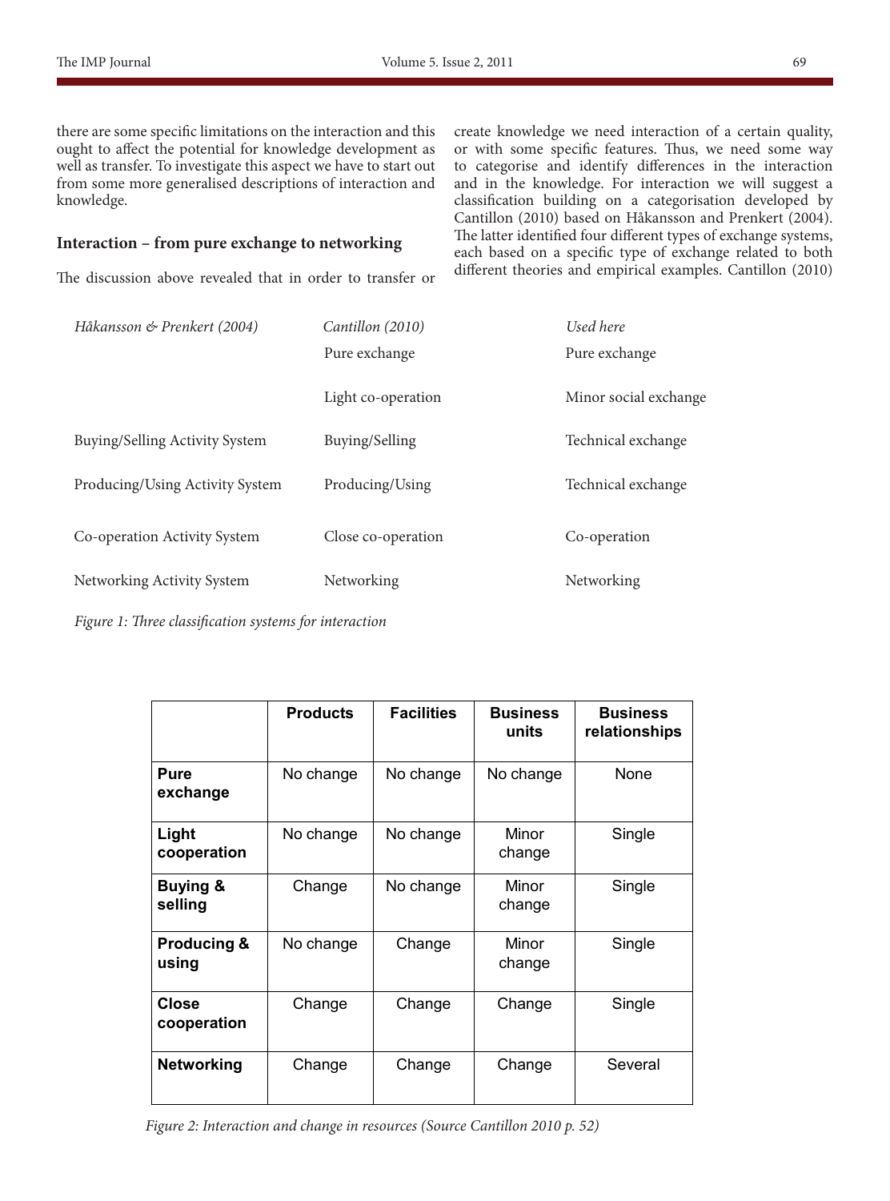there are some specific limitations on the interaction and this ought to affect the potential for knowledge development as well as transfer. To investigate this aspect we have to start out from some more generalised descriptions of interaction and knowledge.

## Interaction – from pure exchange to networking

The discussion above revealed that in order to transfer or create knowledge we need interaction of a certain quality, or with some specific features. Thus, we need some way to categorise and identify differences in the interaction and in the knowledge. For interaction we will suggest a classification building on a categorisation developed by Cantillon (2010) based on Håkansson and Prenkert (2004). The latter identified four different types of exchange systems, each based on a specific type of exchange related to both different theories and empirical examples. Cantillon (2010)

| *Håkansson & Prenkert (2004)* | *Cantillon (2010)* | *Used here* |
|---|---|---|
| | Pure exchange | Pure exchange |
| | Light co-operation | Minor social exchange |
| Buying/Selling Activity System | Buying/Selling | Technical exchange |
| Producing/Using Activity System | Producing/Using | Technical exchange |
| Co-operation Activity System | Close co-operation | Co-operation |
| Networking Activity System | Networking | Networking |

*Figure 1: Three classification systems for interaction*

| | Products | Facilities | Business units | Business relationships |
|---|---|---|---|---|
| **Pure exchange** | No change | No change | No change | None |
| **Light cooperation** | No change | No change | Minor change | Single |
| **Buying & selling** | Change | No change | Minor change | Single |
| **Producing & using** | No change | Change | Minor change | Single |
| **Close cooperation** | Change | Change | Change | Single |
| **Networking** | Change | Change | Change | Several |

*Figure 2: Interaction and change in resources (Source Cantillon 2010 p. 52)*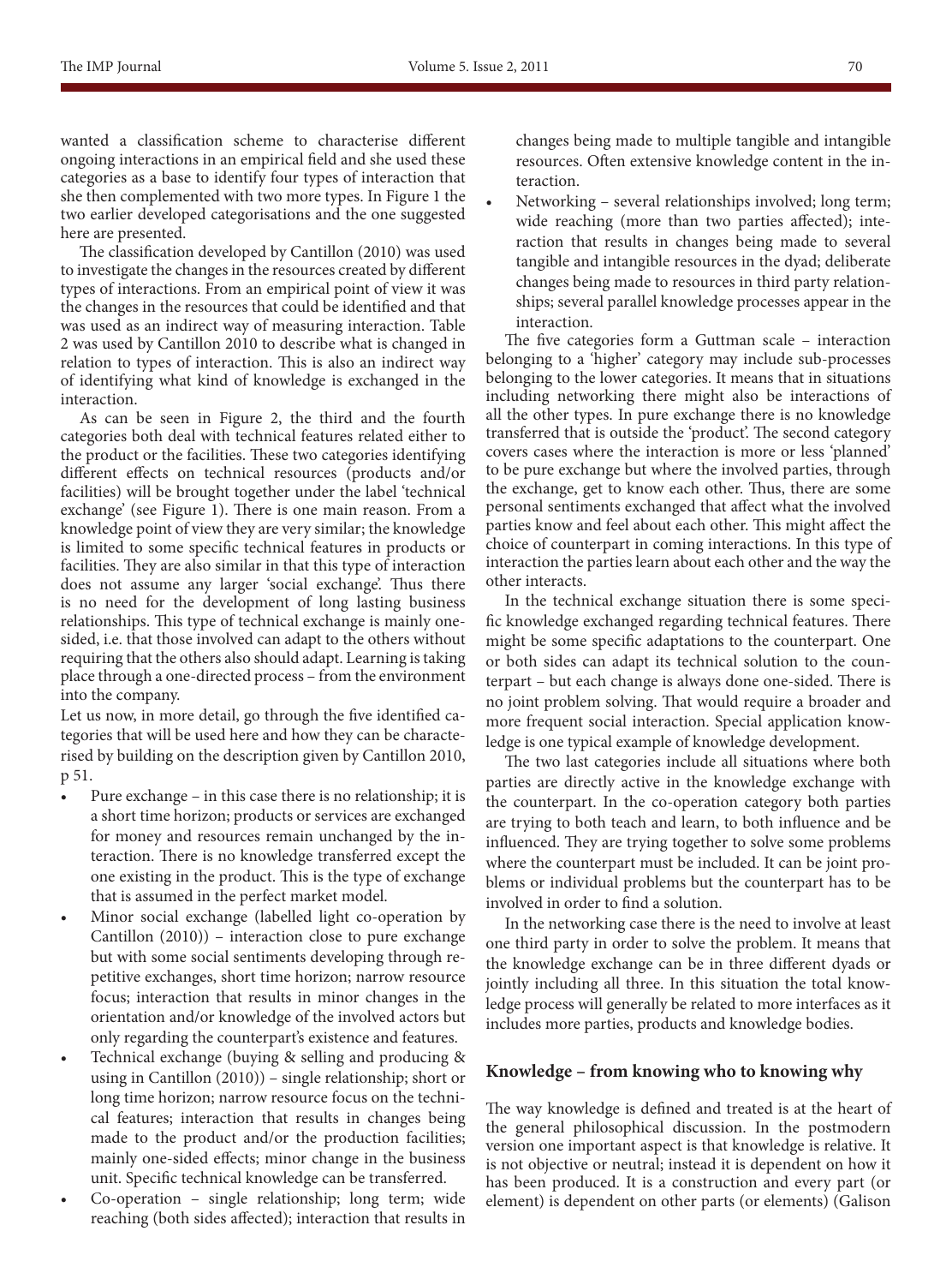wanted a classification scheme to characterise different ongoing interactions in an empirical field and she used these categories as a base to identify four types of interaction that she then complemented with two more types. In Figure 1 the two earlier developed categorisations and the one suggested here are presented.

The classification developed by Cantillon (2010) was used to investigate the changes in the resources created by different types of interactions. From an empirical point of view it was the changes in the resources that could be identified and that was used as an indirect way of measuring interaction. Table 2 was used by Cantillon 2010 to describe what is changed in relation to types of interaction. This is also an indirect way of identifying what kind of knowledge is exchanged in the interaction.

As can be seen in Figure 2, the third and the fourth categories both deal with technical features related either to the product or the facilities. These two categories identifying different effects on technical resources (products and/or facilities) will be brought together under the label 'technical exchange' (see Figure 1). There is one main reason. From a knowledge point of view they are very similar; the knowledge is limited to some specific technical features in products or facilities. They are also similar in that this type of interaction does not assume any larger 'social exchange'. Thus there is no need for the development of long lasting business relationships. This type of technical exchange is mainly one-sided, i.e. that those involved can adapt to the others without requiring that the others also should adapt. Learning is taking place through a one-directed process – from the environment into the company.

Let us now, in more detail, go through the five identified categories that will be used here and how they can be characterised by building on the description given by Cantillon 2010, p 51.

- Pure exchange – in this case there is no relationship; it is a short time horizon; products or services are exchanged for money and resources remain unchanged by the interaction. There is no knowledge transferred except the one existing in the product. This is the type of exchange that is assumed in the perfect market model.
- Minor social exchange (labelled light co-operation by Cantillon (2010)) – interaction close to pure exchange but with some social sentiments developing through repetitive exchanges, short time horizon; narrow resource focus; interaction that results in minor changes in the orientation and/or knowledge of the involved actors but only regarding the counterpart's existence and features.
- Technical exchange (buying & selling and producing & using in Cantillon (2010)) – single relationship; short or long time horizon; narrow resource focus on the technical features; interaction that results in changes being made to the product and/or the production facilities; mainly one-sided effects; minor change in the business unit. Specific technical knowledge can be transferred.
- Co-operation – single relationship; long term; wide reaching (both sides affected); interaction that results in changes being made to multiple tangible and intangible resources. Often extensive knowledge content in the interaction.
- Networking – several relationships involved; long term; wide reaching (more than two parties affected); interaction that results in changes being made to several tangible and intangible resources in the dyad; deliberate changes being made to resources in third party relationships; several parallel knowledge processes appear in the interaction.

The five categories form a Guttman scale – interaction belonging to a 'higher' category may include sub-processes belonging to the lower categories. It means that in situations including networking there might also be interactions of all the other types. In pure exchange there is no knowledge transferred that is outside the 'product'. The second category covers cases where the interaction is more or less 'planned' to be pure exchange but where the involved parties, through the exchange, get to know each other. Thus, there are some personal sentiments exchanged that affect what the involved parties know and feel about each other. This might affect the choice of counterpart in coming interactions. In this type of interaction the parties learn about each other and the way the other interacts.

In the technical exchange situation there is some specific knowledge exchanged regarding technical features. There might be some specific adaptations to the counterpart. One or both sides can adapt its technical solution to the counterpart – but each change is always done one-sided. There is no joint problem solving. That would require a broader and more frequent social interaction. Special application knowledge is one typical example of knowledge development.

The two last categories include all situations where both parties are directly active in the knowledge exchange with the counterpart. In the co-operation category both parties are trying to both teach and learn, to both influence and be influenced. They are trying together to solve some problems where the counterpart must be included. It can be joint problems or individual problems but the counterpart has to be involved in order to find a solution.

In the networking case there is the need to involve at least one third party in order to solve the problem. It means that the knowledge exchange can be in three different dyads or jointly including all three. In this situation the total knowledge process will generally be related to more interfaces as it includes more parties, products and knowledge bodies.

## Knowledge – from knowing who to knowing why

The way knowledge is defined and treated is at the heart of the general philosophical discussion. In the postmodern version one important aspect is that knowledge is relative. It is not objective or neutral; instead it is dependent on how it has been produced. It is a construction and every part (or element) is dependent on other parts (or elements) (Galison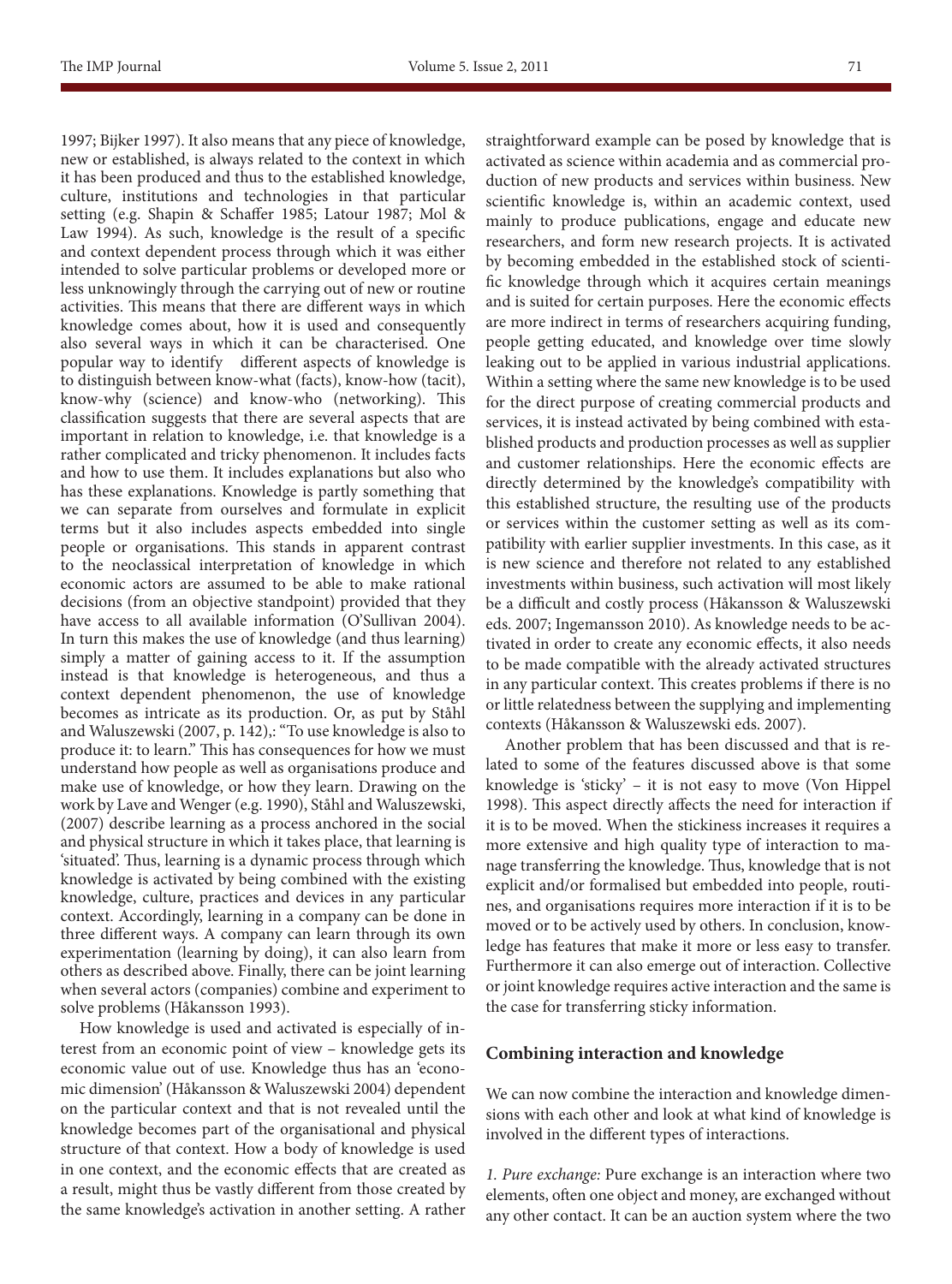1997; Bijker 1997). It also means that any piece of knowledge, new or established, is always related to the context in which it has been produced and thus to the established knowledge, culture, institutions and technologies in that particular setting (e.g. Shapin & Schaffer 1985; Latour 1987; Mol & Law 1994). As such, knowledge is the result of a specific and context dependent process through which it was either intended to solve particular problems or developed more or less unknowingly through the carrying out of new or routine activities. This means that there are different ways in which knowledge comes about, how it is used and consequently also several ways in which it can be characterised. One popular way to identify different aspects of knowledge is to distinguish between know-what (facts), know-how (tacit), know-why (science) and know-who (networking). This classification suggests that there are several aspects that are important in relation to knowledge, i.e. that knowledge is a rather complicated and tricky phenomenon. It includes facts and how to use them. It includes explanations but also who has these explanations. Knowledge is partly something that we can separate from ourselves and formulate in explicit terms but it also includes aspects embedded into single people or organisations. This stands in apparent contrast to the neoclassical interpretation of knowledge in which economic actors are assumed to be able to make rational decisions (from an objective standpoint) provided that they have access to all available information (O'Sullivan 2004). In turn this makes the use of knowledge (and thus learning) simply a matter of gaining access to it. If the assumption instead is that knowledge is heterogeneous, and thus a context dependent phenomenon, the use of knowledge becomes as intricate as its production. Or, as put by Ståhl and Waluszewski (2007, p. 142),: "To use knowledge is also to produce it: to learn." This has consequences for how we must understand how people as well as organisations produce and make use of knowledge, or how they learn. Drawing on the work by Lave and Wenger (e.g. 1990), Ståhl and Waluszewski, (2007) describe learning as a process anchored in the social and physical structure in which it takes place, that learning is 'situated'. Thus, learning is a dynamic process through which knowledge is activated by being combined with the existing knowledge, culture, practices and devices in any particular context. Accordingly, learning in a company can be done in three different ways. A company can learn through its own experimentation (learning by doing), it can also learn from others as described above. Finally, there can be joint learning when several actors (companies) combine and experiment to solve problems (Håkansson 1993).

How knowledge is used and activated is especially of interest from an economic point of view – knowledge gets its economic value out of use. Knowledge thus has an 'economic dimension' (Håkansson & Waluszewski 2004) dependent on the particular context and that is not revealed until the knowledge becomes part of the organisational and physical structure of that context. How a body of knowledge is used in one context, and the economic effects that are created as a result, might thus be vastly different from those created by the same knowledge's activation in another setting. A rather straightforward example can be posed by knowledge that is activated as science within academia and as commercial production of new products and services within business. New scientific knowledge is, within an academic context, used mainly to produce publications, engage and educate new researchers, and form new research projects. It is activated by becoming embedded in the established stock of scientific knowledge through which it acquires certain meanings and is suited for certain purposes. Here the economic effects are more indirect in terms of researchers acquiring funding, people getting educated, and knowledge over time slowly leaking out to be applied in various industrial applications. Within a setting where the same new knowledge is to be used for the direct purpose of creating commercial products and services, it is instead activated by being combined with established products and production processes as well as supplier and customer relationships. Here the economic effects are directly determined by the knowledge's compatibility with this established structure, the resulting use of the products or services within the customer setting as well as its compatibility with earlier supplier investments. In this case, as it is new science and therefore not related to any established investments within business, such activation will most likely be a difficult and costly process (Håkansson & Waluszewski eds. 2007; Ingemansson 2010). As knowledge needs to be activated in order to create any economic effects, it also needs to be made compatible with the already activated structures in any particular context. This creates problems if there is no or little relatedness between the supplying and implementing contexts (Håkansson & Waluszewski eds. 2007).

Another problem that has been discussed and that is related to some of the features discussed above is that some knowledge is 'sticky' – it is not easy to move (Von Hippel 1998). This aspect directly affects the need for interaction if it is to be moved. When the stickiness increases it requires a more extensive and high quality type of interaction to manage transferring the knowledge. Thus, knowledge that is not explicit and/or formalised but embedded into people, routines, and organisations requires more interaction if it is to be moved or to be actively used by others. In conclusion, knowledge has features that make it more or less easy to transfer. Furthermore it can also emerge out of interaction. Collective or joint knowledge requires active interaction and the same is the case for transferring sticky information.

## Combining interaction and knowledge

We can now combine the interaction and knowledge dimensions with each other and look at what kind of knowledge is involved in the different types of interactions.

*1. Pure exchange:* Pure exchange is an interaction where two elements, often one object and money, are exchanged without any other contact. It can be an auction system where the two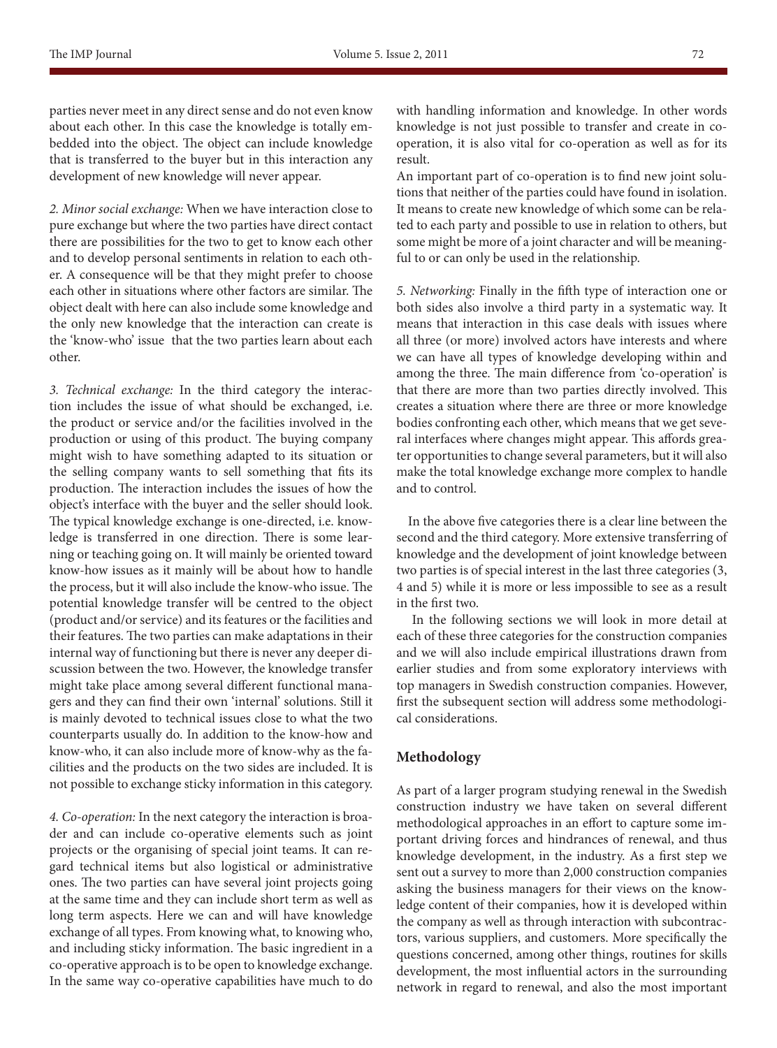parties never meet in any direct sense and do not even know about each other. In this case the knowledge is totally embedded into the object. The object can include knowledge that is transferred to the buyer but in this interaction any development of new knowledge will never appear.

*2. Minor social exchange:* When we have interaction close to pure exchange but where the two parties have direct contact there are possibilities for the two to get to know each other and to develop personal sentiments in relation to each other. A consequence will be that they might prefer to choose each other in situations where other factors are similar. The object dealt with here can also include some knowledge and the only new knowledge that the interaction can create is the 'know-who' issue that the two parties learn about each other.

*3. Technical exchange:* In the third category the interaction includes the issue of what should be exchanged, i.e. the product or service and/or the facilities involved in the production or using of this product. The buying company might wish to have something adapted to its situation or the selling company wants to sell something that fits its production. The interaction includes the issues of how the object's interface with the buyer and the seller should look. The typical knowledge exchange is one-directed, i.e. knowledge is transferred in one direction. There is some learning or teaching going on. It will mainly be oriented toward know-how issues as it mainly will be about how to handle the process, but it will also include the know-who issue. The potential knowledge transfer will be centred to the object (product and/or service) and its features or the facilities and their features. The two parties can make adaptations in their internal way of functioning but there is never any deeper discussion between the two. However, the knowledge transfer might take place among several different functional managers and they can find their own 'internal' solutions. Still it is mainly devoted to technical issues close to what the two counterparts usually do. In addition to the know-how and know-who, it can also include more of know-why as the facilities and the products on the two sides are included. It is not possible to exchange sticky information in this category.

*4. Co-operation:* In the next category the interaction is broader and can include co-operative elements such as joint projects or the organising of special joint teams. It can regard technical items but also logistical or administrative ones. The two parties can have several joint projects going at the same time and they can include short term as well as long term aspects. Here we can and will have knowledge exchange of all types. From knowing what, to knowing who, and including sticky information. The basic ingredient in a co-operative approach is to be open to knowledge exchange. In the same way co-operative capabilities have much to do with handling information and knowledge. In other words knowledge is not just possible to transfer and create in co-operation, it is also vital for co-operation as well as for its result.

An important part of co-operation is to find new joint solutions that neither of the parties could have found in isolation. It means to create new knowledge of which some can be related to each party and possible to use in relation to others, but some might be more of a joint character and will be meaningful to or can only be used in the relationship.

*5. Networking:* Finally in the fifth type of interaction one or both sides also involve a third party in a systematic way. It means that interaction in this case deals with issues where all three (or more) involved actors have interests and where we can have all types of knowledge developing within and among the three. The main difference from 'co-operation' is that there are more than two parties directly involved. This creates a situation where there are three or more knowledge bodies confronting each other, which means that we get several interfaces where changes might appear. This affords greater opportunities to change several parameters, but it will also make the total knowledge exchange more complex to handle and to control.

In the above five categories there is a clear line between the second and the third category. More extensive transferring of knowledge and the development of joint knowledge between two parties is of special interest in the last three categories (3, 4 and 5) while it is more or less impossible to see as a result in the first two.

In the following sections we will look in more detail at each of these three categories for the construction companies and we will also include empirical illustrations drawn from earlier studies and from some exploratory interviews with top managers in Swedish construction companies. However, first the subsequent section will address some methodological considerations.

## Methodology

As part of a larger program studying renewal in the Swedish construction industry we have taken on several different methodological approaches in an effort to capture some important driving forces and hindrances of renewal, and thus knowledge development, in the industry. As a first step we sent out a survey to more than 2,000 construction companies asking the business managers for their views on the knowledge content of their companies, how it is developed within the company as well as through interaction with subcontractors, various suppliers, and customers. More specifically the questions concerned, among other things, routines for skills development, the most influential actors in the surrounding network in regard to renewal, and also the most important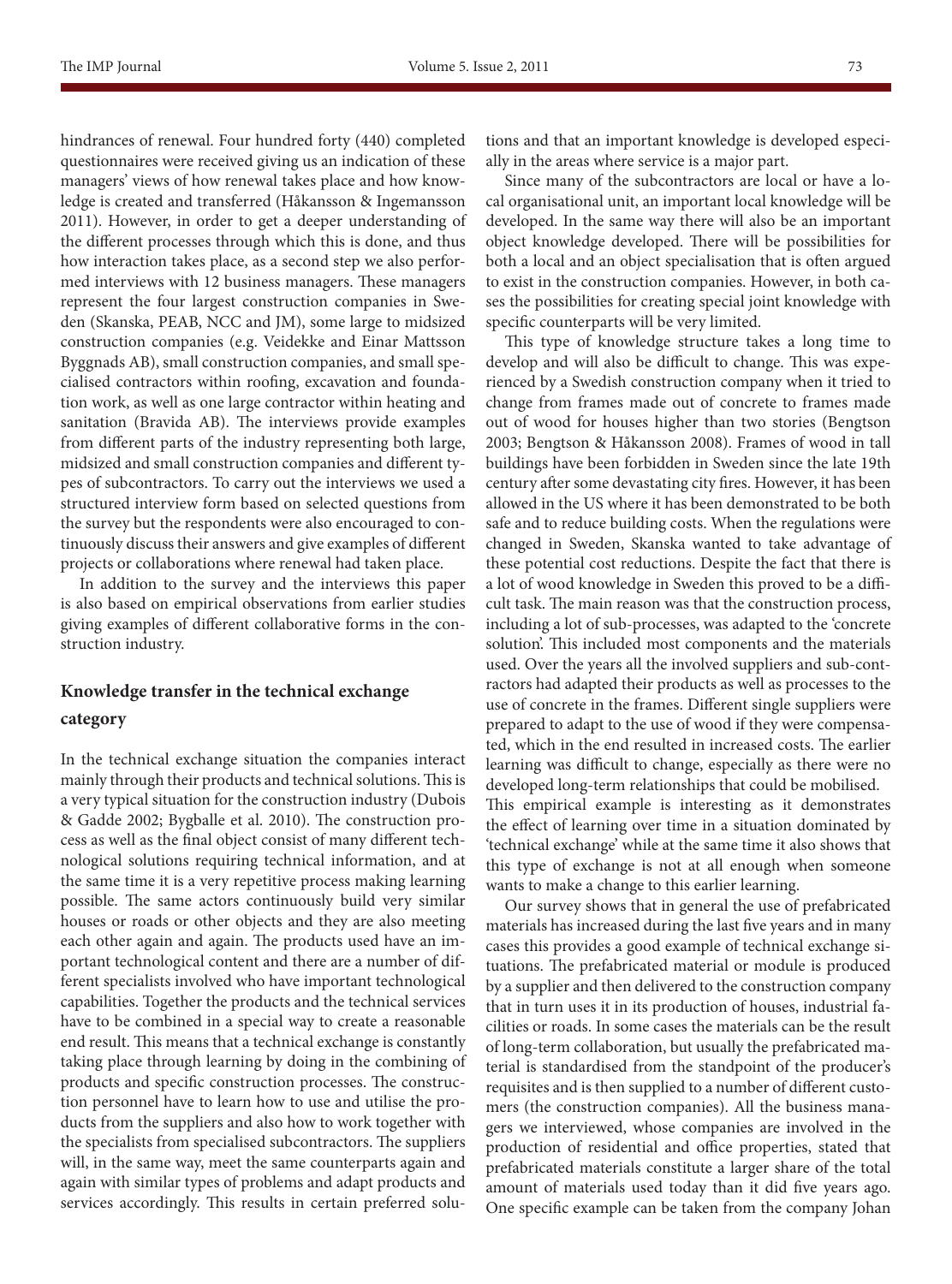hindrances of renewal. Four hundred forty (440) completed questionnaires were received giving us an indication of these managers' views of how renewal takes place and how knowledge is created and transferred (Håkansson & Ingemansson 2011). However, in order to get a deeper understanding of the different processes through which this is done, and thus how interaction takes place, as a second step we also performed interviews with 12 business managers. These managers represent the four largest construction companies in Sweden (Skanska, PEAB, NCC and JM), some large to midsized construction companies (e.g. Veidekke and Einar Mattsson Byggnads AB), small construction companies, and small specialised contractors within roofing, excavation and foundation work, as well as one large contractor within heating and sanitation (Bravida AB). The interviews provide examples from different parts of the industry representing both large, midsized and small construction companies and different types of subcontractors. To carry out the interviews we used a structured interview form based on selected questions from the survey but the respondents were also encouraged to continuously discuss their answers and give examples of different projects or collaborations where renewal had taken place.

In addition to the survey and the interviews this paper is also based on empirical observations from earlier studies giving examples of different collaborative forms in the construction industry.

## Knowledge transfer in the technical exchange category

In the technical exchange situation the companies interact mainly through their products and technical solutions. This is a very typical situation for the construction industry (Dubois & Gadde 2002; Bygballe et al. 2010). The construction process as well as the final object consist of many different technological solutions requiring technical information, and at the same time it is a very repetitive process making learning possible. The same actors continuously build very similar houses or roads or other objects and they are also meeting each other again and again. The products used have an important technological content and there are a number of different specialists involved who have important technological capabilities. Together the products and the technical services have to be combined in a special way to create a reasonable end result. This means that a technical exchange is constantly taking place through learning by doing in the combining of products and specific construction processes. The construction personnel have to learn how to use and utilise the products from the suppliers and also how to work together with the specialists from specialised subcontractors. The suppliers will, in the same way, meet the same counterparts again and again with similar types of problems and adapt products and services accordingly. This results in certain preferred solutions and that an important knowledge is developed especially in the areas where service is a major part.

Since many of the subcontractors are local or have a local organisational unit, an important local knowledge will be developed. In the same way there will also be an important object knowledge developed. There will be possibilities for both a local and an object specialisation that is often argued to exist in the construction companies. However, in both cases the possibilities for creating special joint knowledge with specific counterparts will be very limited.

This type of knowledge structure takes a long time to develop and will also be difficult to change. This was experienced by a Swedish construction company when it tried to change from frames made out of concrete to frames made out of wood for houses higher than two stories (Bengtson 2003; Bengtson & Håkansson 2008). Frames of wood in tall buildings have been forbidden in Sweden since the late 19th century after some devastating city fires. However, it has been allowed in the US where it has been demonstrated to be both safe and to reduce building costs. When the regulations were changed in Sweden, Skanska wanted to take advantage of these potential cost reductions. Despite the fact that there is a lot of wood knowledge in Sweden this proved to be a difficult task. The main reason was that the construction process, including a lot of sub-processes, was adapted to the 'concrete solution'. This included most components and the materials used. Over the years all the involved suppliers and sub-contractors had adapted their products as well as processes to the use of concrete in the frames. Different single suppliers were prepared to adapt to the use of wood if they were compensated, which in the end resulted in increased costs. The earlier learning was difficult to change, especially as there were no developed long-term relationships that could be mobilised.
This empirical example is interesting as it demonstrates the effect of learning over time in a situation dominated by 'technical exchange' while at the same time it also shows that this type of exchange is not at all enough when someone wants to make a change to this earlier learning.

Our survey shows that in general the use of prefabricated materials has increased during the last five years and in many cases this provides a good example of technical exchange situations. The prefabricated material or module is produced by a supplier and then delivered to the construction company that in turn uses it in its production of houses, industrial facilities or roads. In some cases the materials can be the result of long-term collaboration, but usually the prefabricated material is standardised from the standpoint of the producer's requisites and is then supplied to a number of different customers (the construction companies). All the business managers we interviewed, whose companies are involved in the production of residential and office properties, stated that prefabricated materials constitute a larger share of the total amount of materials used today than it did five years ago. One specific example can be taken from the company Johan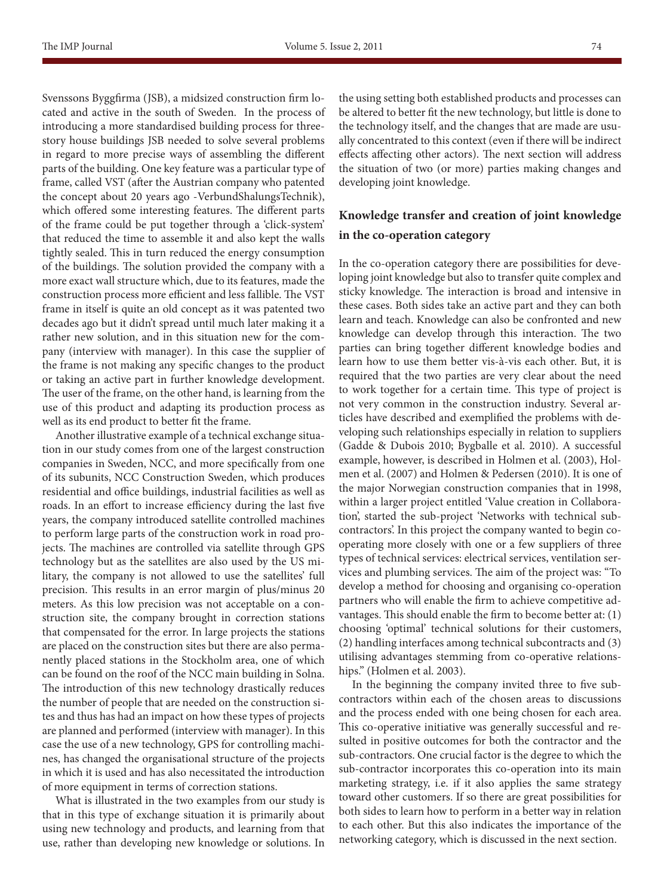Svenssons Byggfirma (JSB), a midsized construction firm located and active in the south of Sweden. In the process of introducing a more standardised building process for three-story house buildings JSB needed to solve several problems in regard to more precise ways of assembling the different parts of the building. One key feature was a particular type of frame, called VST (after the Austrian company who patented the concept about 20 years ago -VerbundShalungsTechnik), which offered some interesting features. The different parts of the frame could be put together through a 'click-system' that reduced the time to assemble it and also kept the walls tightly sealed. This in turn reduced the energy consumption of the buildings. The solution provided the company with a more exact wall structure which, due to its features, made the construction process more efficient and less fallible. The VST frame in itself is quite an old concept as it was patented two decades ago but it didn't spread until much later making it a rather new solution, and in this situation new for the company (interview with manager). In this case the supplier of the frame is not making any specific changes to the product or taking an active part in further knowledge development. The user of the frame, on the other hand, is learning from the use of this product and adapting its production process as well as its end product to better fit the frame.

Another illustrative example of a technical exchange situation in our study comes from one of the largest construction companies in Sweden, NCC, and more specifically from one of its subunits, NCC Construction Sweden, which produces residential and office buildings, industrial facilities as well as roads. In an effort to increase efficiency during the last five years, the company introduced satellite controlled machines to perform large parts of the construction work in road projects. The machines are controlled via satellite through GPS technology but as the satellites are also used by the US military, the company is not allowed to use the satellites' full precision. This results in an error margin of plus/minus 20 meters. As this low precision was not acceptable on a construction site, the company brought in correction stations that compensated for the error. In large projects the stations are placed on the construction sites but there are also permanently placed stations in the Stockholm area, one of which can be found on the roof of the NCC main building in Solna. The introduction of this new technology drastically reduces the number of people that are needed on the construction sites and thus has had an impact on how these types of projects are planned and performed (interview with manager). In this case the use of a new technology, GPS for controlling machines, has changed the organisational structure of the projects in which it is used and has also necessitated the introduction of more equipment in terms of correction stations.

What is illustrated in the two examples from our study is that in this type of exchange situation it is primarily about using new technology and products, and learning from that use, rather than developing new knowledge or solutions. In the using setting both established products and processes can be altered to better fit the new technology, but little is done to the technology itself, and the changes that are made are usually concentrated to this context (even if there will be indirect effects affecting other actors). The next section will address the situation of two (or more) parties making changes and developing joint knowledge.

## Knowledge transfer and creation of joint knowledge in the co-operation category

In the co-operation category there are possibilities for developing joint knowledge but also to transfer quite complex and sticky knowledge. The interaction is broad and intensive in these cases. Both sides take an active part and they can both learn and teach. Knowledge can also be confronted and new knowledge can develop through this interaction. The two parties can bring together different knowledge bodies and learn how to use them better vis-à-vis each other. But, it is required that the two parties are very clear about the need to work together for a certain time. This type of project is not very common in the construction industry. Several articles have described and exemplified the problems with developing such relationships especially in relation to suppliers (Gadde & Dubois 2010; Bygballe et al. 2010). A successful example, however, is described in Holmen et al. (2003), Holmen et al. (2007) and Holmen & Pedersen (2010). It is one of the major Norwegian construction companies that in 1998, within a larger project entitled 'Value creation in Collaboration', started the sub-project 'Networks with technical subcontractors'. In this project the company wanted to begin co-operating more closely with one or a few suppliers of three types of technical services: electrical services, ventilation services and plumbing services. The aim of the project was: "To develop a method for choosing and organising co-operation partners who will enable the firm to achieve competitive advantages. This should enable the firm to become better at: (1) choosing 'optimal' technical solutions for their customers, (2) handling interfaces among technical subcontracts and (3) utilising advantages stemming from co-operative relationships." (Holmen et al. 2003).

In the beginning the company invited three to five subcontractors within each of the chosen areas to discussions and the process ended with one being chosen for each area. This co-operative initiative was generally successful and resulted in positive outcomes for both the contractor and the sub-contractors. One crucial factor is the degree to which the sub-contractor incorporates this co-operation into its main marketing strategy, i.e. if it also applies the same strategy toward other customers. If so there are great possibilities for both sides to learn how to perform in a better way in relation to each other. But this also indicates the importance of the networking category, which is discussed in the next section.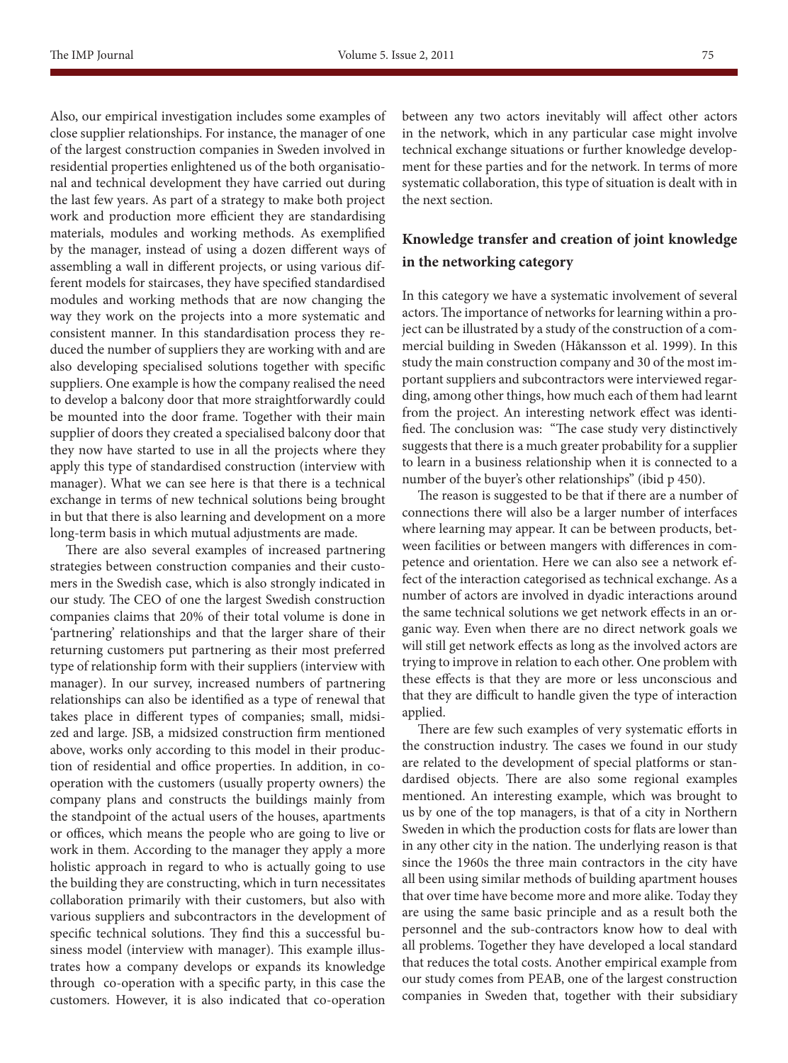Also, our empirical investigation includes some examples of close supplier relationships. For instance, the manager of one of the largest construction companies in Sweden involved in residential properties enlightened us of the both organisational and technical development they have carried out during the last few years. As part of a strategy to make both project work and production more efficient they are standardising materials, modules and working methods. As exemplified by the manager, instead of using a dozen different ways of assembling a wall in different projects, or using various different models for staircases, they have specified standardised modules and working methods that are now changing the way they work on the projects into a more systematic and consistent manner. In this standardisation process they reduced the number of suppliers they are working with and are also developing specialised solutions together with specific suppliers. One example is how the company realised the need to develop a balcony door that more straightforwardly could be mounted into the door frame. Together with their main supplier of doors they created a specialised balcony door that they now have started to use in all the projects where they apply this type of standardised construction (interview with manager). What we can see here is that there is a technical exchange in terms of new technical solutions being brought in but that there is also learning and development on a more long-term basis in which mutual adjustments are made.

There are also several examples of increased partnering strategies between construction companies and their customers in the Swedish case, which is also strongly indicated in our study. The CEO of one the largest Swedish construction companies claims that 20% of their total volume is done in 'partnering' relationships and that the larger share of their returning customers put partnering as their most preferred type of relationship form with their suppliers (interview with manager). In our survey, increased numbers of partnering relationships can also be identified as a type of renewal that takes place in different types of companies; small, midsized and large. JSB, a midsized construction firm mentioned above, works only according to this model in their production of residential and office properties. In addition, in cooperation with the customers (usually property owners) the company plans and constructs the buildings mainly from the standpoint of the actual users of the houses, apartments or offices, which means the people who are going to live or work in them. According to the manager they apply a more holistic approach in regard to who is actually going to use the building they are constructing, which in turn necessitates collaboration primarily with their customers, but also with various suppliers and subcontractors in the development of specific technical solutions. They find this a successful business model (interview with manager). This example illustrates how a company develops or expands its knowledge through co-operation with a specific party, in this case the customers. However, it is also indicated that co-operation between any two actors inevitably will affect other actors in the network, which in any particular case might involve technical exchange situations or further knowledge development for these parties and for the network. In terms of more systematic collaboration, this type of situation is dealt with in the next section.

## Knowledge transfer and creation of joint knowledge in the networking category

In this category we have a systematic involvement of several actors. The importance of networks for learning within a project can be illustrated by a study of the construction of a commercial building in Sweden (Håkansson et al. 1999). In this study the main construction company and 30 of the most important suppliers and subcontractors were interviewed regarding, among other things, how much each of them had learnt from the project. An interesting network effect was identified. The conclusion was: "The case study very distinctively suggests that there is a much greater probability for a supplier to learn in a business relationship when it is connected to a number of the buyer's other relationships" (ibid p 450).

The reason is suggested to be that if there are a number of connections there will also be a larger number of interfaces where learning may appear. It can be between products, between facilities or between mangers with differences in competence and orientation. Here we can also see a network effect of the interaction categorised as technical exchange. As a number of actors are involved in dyadic interactions around the same technical solutions we get network effects in an organic way. Even when there are no direct network goals we will still get network effects as long as the involved actors are trying to improve in relation to each other. One problem with these effects is that they are more or less unconscious and that they are difficult to handle given the type of interaction applied.

There are few such examples of very systematic efforts in the construction industry. The cases we found in our study are related to the development of special platforms or standardised objects. There are also some regional examples mentioned. An interesting example, which was brought to us by one of the top managers, is that of a city in Northern Sweden in which the production costs for flats are lower than in any other city in the nation. The underlying reason is that since the 1960s the three main contractors in the city have all been using similar methods of building apartment houses that over time have become more and more alike. Today they are using the same basic principle and as a result both the personnel and the sub-contractors know how to deal with all problems. Together they have developed a local standard that reduces the total costs. Another empirical example from our study comes from PEAB, one of the largest construction companies in Sweden that, together with their subsidiary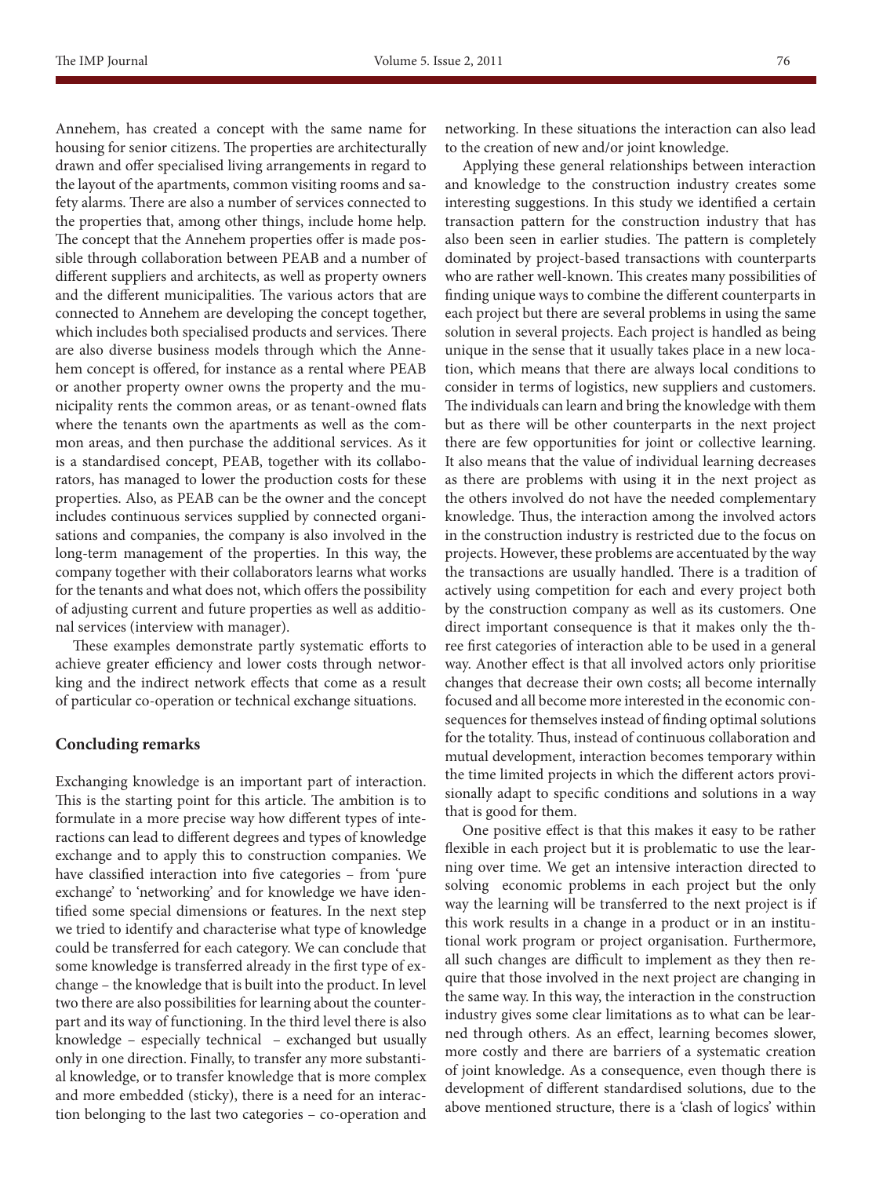Annehem, has created a concept with the same name for housing for senior citizens. The properties are architecturally drawn and offer specialised living arrangements in regard to the layout of the apartments, common visiting rooms and safety alarms. There are also a number of services connected to the properties that, among other things, include home help. The concept that the Annehem properties offer is made possible through collaboration between PEAB and a number of different suppliers and architects, as well as property owners and the different municipalities. The various actors that are connected to Annehem are developing the concept together, which includes both specialised products and services. There are also diverse business models through which the Annehem concept is offered, for instance as a rental where PEAB or another property owner owns the property and the municipality rents the common areas, or as tenant-owned flats where the tenants own the apartments as well as the common areas, and then purchase the additional services. As it is a standardised concept, PEAB, together with its collaborators, has managed to lower the production costs for these properties. Also, as PEAB can be the owner and the concept includes continuous services supplied by connected organisations and companies, the company is also involved in the long-term management of the properties. In this way, the company together with their collaborators learns what works for the tenants and what does not, which offers the possibility of adjusting current and future properties as well as additional services (interview with manager).

These examples demonstrate partly systematic efforts to achieve greater efficiency and lower costs through networking and the indirect network effects that come as a result of particular co-operation or technical exchange situations.

## Concluding remarks

Exchanging knowledge is an important part of interaction. This is the starting point for this article. The ambition is to formulate in a more precise way how different types of interactions can lead to different degrees and types of knowledge exchange and to apply this to construction companies. We have classified interaction into five categories – from 'pure exchange' to 'networking' and for knowledge we have identified some special dimensions or features. In the next step we tried to identify and characterise what type of knowledge could be transferred for each category. We can conclude that some knowledge is transferred already in the first type of exchange – the knowledge that is built into the product. In level two there are also possibilities for learning about the counterpart and its way of functioning. In the third level there is also knowledge – especially technical – exchanged but usually only in one direction. Finally, to transfer any more substantial knowledge, or to transfer knowledge that is more complex and more embedded (sticky), there is a need for an interaction belonging to the last two categories – co-operation and networking. In these situations the interaction can also lead to the creation of new and/or joint knowledge.

Applying these general relationships between interaction and knowledge to the construction industry creates some interesting suggestions. In this study we identified a certain transaction pattern for the construction industry that has also been seen in earlier studies. The pattern is completely dominated by project-based transactions with counterparts who are rather well-known. This creates many possibilities of finding unique ways to combine the different counterparts in each project but there are several problems in using the same solution in several projects. Each project is handled as being unique in the sense that it usually takes place in a new location, which means that there are always local conditions to consider in terms of logistics, new suppliers and customers. The individuals can learn and bring the knowledge with them but as there will be other counterparts in the next project there are few opportunities for joint or collective learning. It also means that the value of individual learning decreases as there are problems with using it in the next project as the others involved do not have the needed complementary knowledge. Thus, the interaction among the involved actors in the construction industry is restricted due to the focus on projects. However, these problems are accentuated by the way the transactions are usually handled. There is a tradition of actively using competition for each and every project both by the construction company as well as its customers. One direct important consequence is that it makes only the three first categories of interaction able to be used in a general way. Another effect is that all involved actors only prioritise changes that decrease their own costs; all become internally focused and all become more interested in the economic consequences for themselves instead of finding optimal solutions for the totality. Thus, instead of continuous collaboration and mutual development, interaction becomes temporary within the time limited projects in which the different actors provisionally adapt to specific conditions and solutions in a way that is good for them.

One positive effect is that this makes it easy to be rather flexible in each project but it is problematic to use the learning over time. We get an intensive interaction directed to solving economic problems in each project but the only way the learning will be transferred to the next project is if this work results in a change in a product or in an institutional work program or project organisation. Furthermore, all such changes are difficult to implement as they then require that those involved in the next project are changing in the same way. In this way, the interaction in the construction industry gives some clear limitations as to what can be learned through others. As an effect, learning becomes slower, more costly and there are barriers of a systematic creation of joint knowledge. As a consequence, even though there is development of different standardised solutions, due to the above mentioned structure, there is a 'clash of logics' within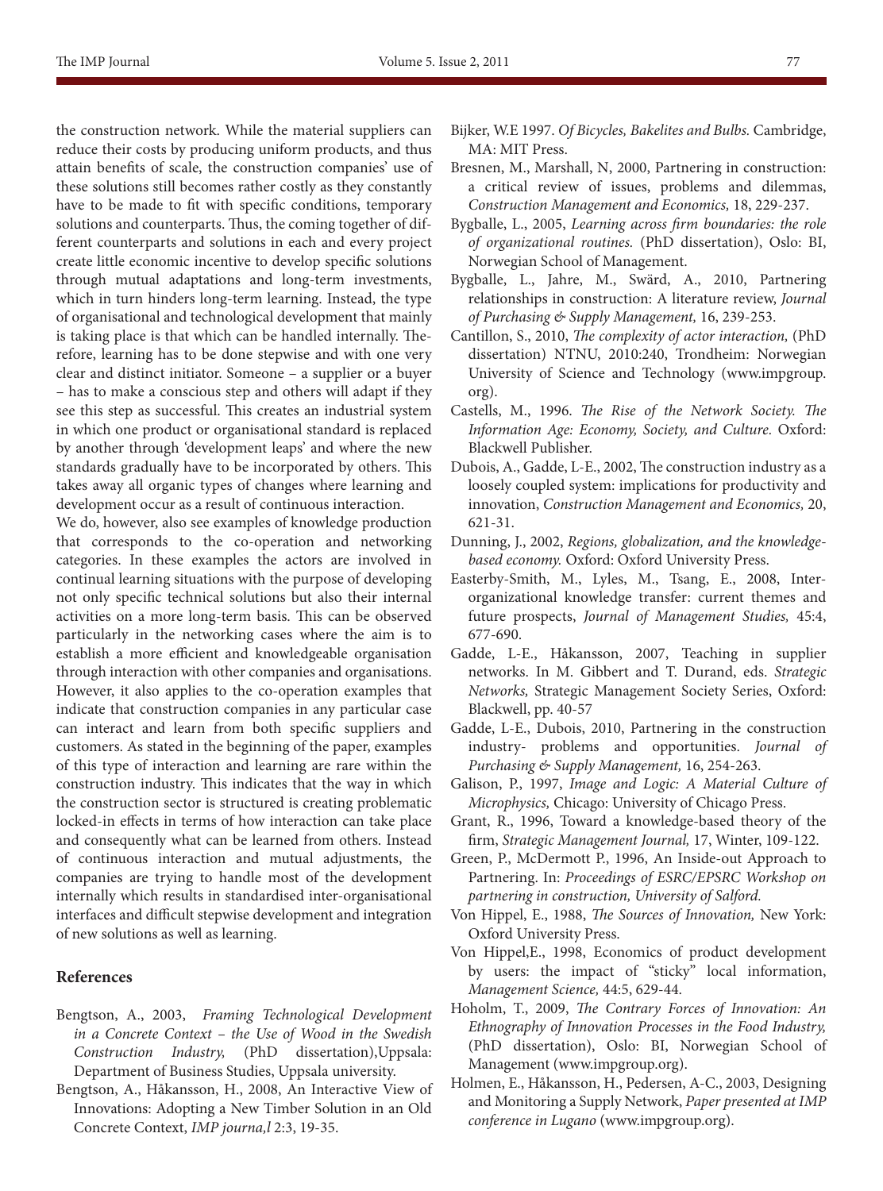the construction network. While the material suppliers can reduce their costs by producing uniform products, and thus attain benefits of scale, the construction companies' use of these solutions still becomes rather costly as they constantly have to be made to fit with specific conditions, temporary solutions and counterparts. Thus, the coming together of different counterparts and solutions in each and every project create little economic incentive to develop specific solutions through mutual adaptations and long-term investments, which in turn hinders long-term learning. Instead, the type of organisational and technological development that mainly is taking place is that which can be handled internally. Therefore, learning has to be done stepwise and with one very clear and distinct initiator. Someone – a supplier or a buyer – has to make a conscious step and others will adapt if they see this step as successful. This creates an industrial system in which one product or organisational standard is replaced by another through 'development leaps' and where the new standards gradually have to be incorporated by others. This takes away all organic types of changes where learning and development occur as a result of continuous interaction.

We do, however, also see examples of knowledge production that corresponds to the co-operation and networking categories. In these examples the actors are involved in continual learning situations with the purpose of developing not only specific technical solutions but also their internal activities on a more long-term basis. This can be observed particularly in the networking cases where the aim is to establish a more efficient and knowledgeable organisation through interaction with other companies and organisations. However, it also applies to the co-operation examples that indicate that construction companies in any particular case can interact and learn from both specific suppliers and customers. As stated in the beginning of the paper, examples of this type of interaction and learning are rare within the construction industry. This indicates that the way in which the construction sector is structured is creating problematic locked-in effects in terms of how interaction can take place and consequently what can be learned from others. Instead of continuous interaction and mutual adjustments, the companies are trying to handle most of the development internally which results in standardised inter-organisational interfaces and difficult stepwise development and integration of new solutions as well as learning.

## References

Bengtson, A., 2003, *Framing Technological Development in a Concrete Context – the Use of Wood in the Swedish Construction Industry,* (PhD dissertation),Uppsala: Department of Business Studies, Uppsala university.

Bengtson, A., Håkansson, H., 2008, An Interactive View of Innovations: Adopting a New Timber Solution in an Old Concrete Context, *IMP journa,l* 2:3, 19-35.

Bijker, W.E 1997. *Of Bicycles, Bakelites and Bulbs.* Cambridge, MA: MIT Press.

Bresnen, M., Marshall, N, 2000, Partnering in construction: a critical review of issues, problems and dilemmas, *Construction Management and Economics,* 18, 229-237.

Bygballe, L., 2005, *Learning across firm boundaries: the role of organizational routines.* (PhD dissertation), Oslo: BI, Norwegian School of Management.

Bygballe, L., Jahre, M., Swärd, A., 2010, Partnering relationships in construction: A literature review, *Journal of Purchasing & Supply Management,* 16, 239-253.

Cantillon, S., 2010, *The complexity of actor interaction,* (PhD dissertation) NTNU, 2010:240, Trondheim: Norwegian University of Science and Technology (www.impgroup.org).

Castells, M., 1996. *The Rise of the Network Society. The Information Age: Economy, Society, and Culture.* Oxford: Blackwell Publisher.

Dubois, A., Gadde, L-E., 2002, The construction industry as a loosely coupled system: implications for productivity and innovation, *Construction Management and Economics,* 20, 621-31.

Dunning, J., 2002, *Regions, globalization, and the knowledge-based economy.* Oxford: Oxford University Press.

Easterby-Smith, M., Lyles, M., Tsang, E., 2008, Inter-organizational knowledge transfer: current themes and future prospects, *Journal of Management Studies,* 45:4, 677-690.

Gadde, L-E., Håkansson, 2007, Teaching in supplier networks. In M. Gibbert and T. Durand, eds. *Strategic Networks,* Strategic Management Society Series, Oxford: Blackwell, pp. 40-57

Gadde, L-E., Dubois, 2010, Partnering in the construction industry- problems and opportunities. *Journal of Purchasing & Supply Management,* 16, 254-263.

Galison, P., 1997, *Image and Logic: A Material Culture of Microphysics,* Chicago: University of Chicago Press.

Grant, R., 1996, Toward a knowledge-based theory of the firm, *Strategic Management Journal,* 17, Winter, 109-122.

Green, P., McDermott P., 1996, An Inside-out Approach to Partnering. In: *Proceedings of ESRC/EPSRC Workshop on partnering in construction, University of Salford.*

Von Hippel, E., 1988, *The Sources of Innovation,* New York: Oxford University Press.

Von Hippel,E., 1998, Economics of product development by users: the impact of "sticky" local information, *Management Science,* 44:5, 629-44.

Hoholm, T., 2009, *The Contrary Forces of Innovation: An Ethnography of Innovation Processes in the Food Industry,* (PhD dissertation), Oslo: BI, Norwegian School of Management (www.impgroup.org).

Holmen, E., Håkansson, H., Pedersen, A-C., 2003, Designing and Monitoring a Supply Network, *Paper presented at IMP conference in Lugano* (www.impgroup.org).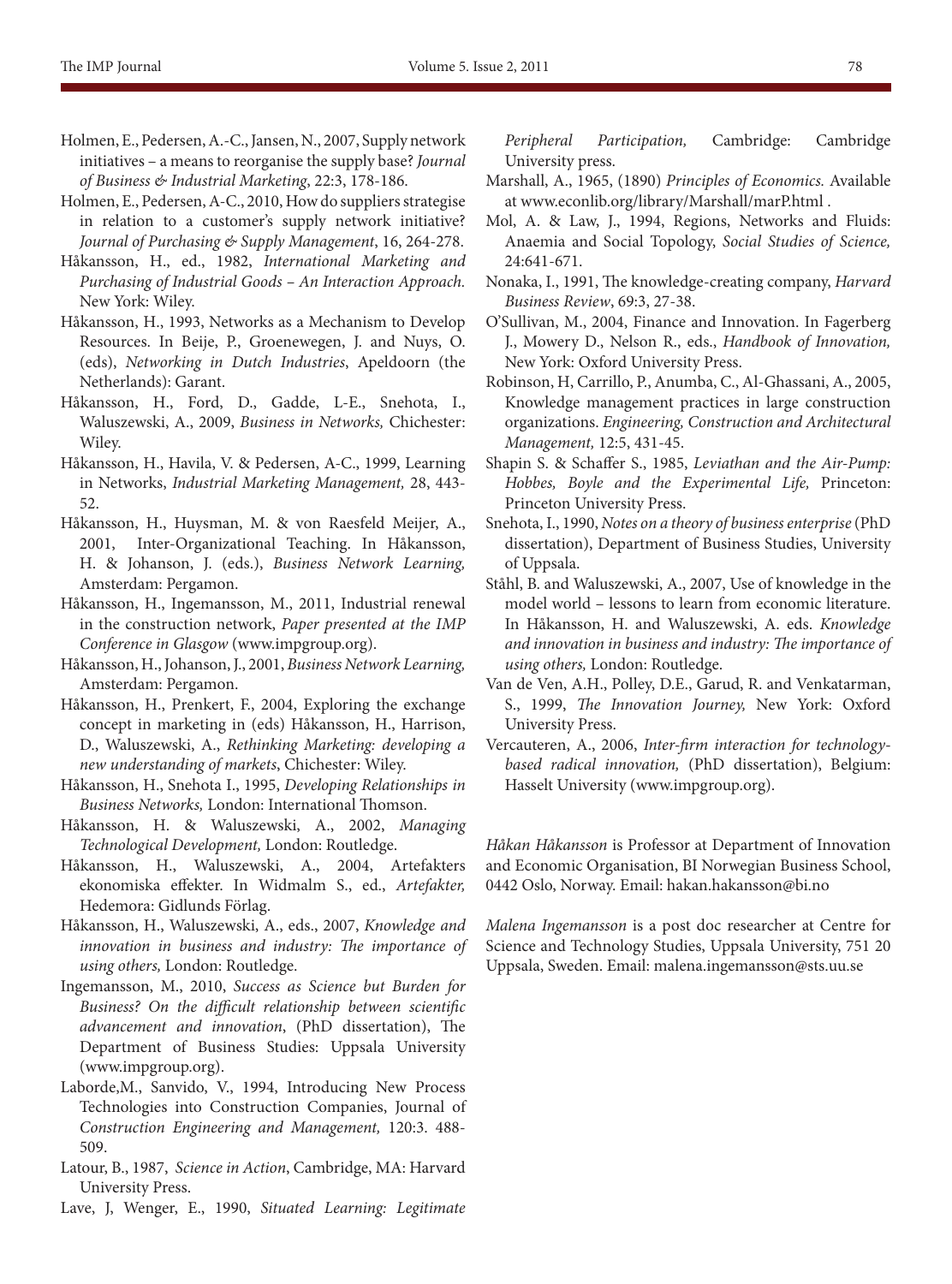Holmen, E., Pedersen, A.-C., Jansen, N., 2007, Supply network initiatives – a means to reorganise the supply base? *Journal of Business & Industrial Marketing*, 22:3, 178-186.

Holmen, E., Pedersen, A-C., 2010, How do suppliers strategise in relation to a customer's supply network initiative? *Journal of Purchasing & Supply Management*, 16, 264-278.

Håkansson, H., ed., 1982, *International Marketing and Purchasing of Industrial Goods – An Interaction Approach.* New York: Wiley.

Håkansson, H., 1993, Networks as a Mechanism to Develop Resources. In Beije, P., Groenewegen, J. and Nuys, O. (eds), *Networking in Dutch Industries*, Apeldoorn (the Netherlands): Garant.

Håkansson, H., Ford, D., Gadde, L-E., Snehota, I., Waluszewski, A., 2009, *Business in Networks,* Chichester: Wiley.

Håkansson, H., Havila, V. & Pedersen, A-C., 1999, Learning in Networks, *Industrial Marketing Management,* 28, 443-52.

Håkansson, H., Huysman, M. & von Raesfeld Meijer, A., 2001, Inter-Organizational Teaching. In Håkansson, H. & Johanson, J. (eds.), *Business Network Learning,* Amsterdam: Pergamon.

Håkansson, H., Ingemansson, M., 2011, Industrial renewal in the construction network, *Paper presented at the IMP Conference in Glasgow* (www.impgroup.org).

Håkansson, H., Johanson, J., 2001, *Business Network Learning,* Amsterdam: Pergamon.

Håkansson, H., Prenkert, F., 2004, Exploring the exchange concept in marketing in (eds) Håkansson, H., Harrison, D., Waluszewski, A., *Rethinking Marketing: developing a new understanding of markets*, Chichester: Wiley.

Håkansson, H., Snehota I., 1995, *Developing Relationships in Business Networks,* London: International Thomson.

Håkansson, H. & Waluszewski, A., 2002, *Managing Technological Development,* London: Routledge.

Håkansson, H., Waluszewski, A., 2004, Artefakters ekonomiska effekter. In Widmalm S., ed., *Artefakter,* Hedemora: Gidlunds Förlag.

Håkansson, H., Waluszewski, A., eds., 2007, *Knowledge and innovation in business and industry: The importance of using others,* London: Routledge.

Ingemansson, M., 2010, *Success as Science but Burden for Business? On the difficult relationship between scientific advancement and innovation*, (PhD dissertation), The Department of Business Studies: Uppsala University (www.impgroup.org).

Laborde,M., Sanvido, V., 1994, Introducing New Process Technologies into Construction Companies, Journal of *Construction Engineering and Management,* 120:3. 488-509.

Latour, B., 1987, *Science in Action*, Cambridge, MA: Harvard University Press.

Lave, J, Wenger, E., 1990, *Situated Learning: Legitimate Peripheral Participation,* Cambridge: Cambridge University press.

Marshall, A., 1965, (1890) *Principles of Economics.* Available at www.econlib.org/library/Marshall/marP.html .

Mol, A. & Law, J., 1994, Regions, Networks and Fluids: Anaemia and Social Topology, *Social Studies of Science,* 24:641-671.

Nonaka, I., 1991, The knowledge-creating company, *Harvard Business Review*, 69:3, 27-38.

O'Sullivan, M., 2004, Finance and Innovation. In Fagerberg J., Mowery D., Nelson R., eds., *Handbook of Innovation,* New York: Oxford University Press.

Robinson, H, Carrillo, P., Anumba, C., Al-Ghassani, A., 2005, Knowledge management practices in large construction organizations. *Engineering, Construction and Architectural Management,* 12:5, 431-45.

Shapin S. & Schaffer S., 1985, *Leviathan and the Air-Pump: Hobbes, Boyle and the Experimental Life,* Princeton: Princeton University Press.

Snehota, I., 1990, *Notes on a theory of business enterprise* (PhD dissertation), Department of Business Studies, University of Uppsala.

Ståhl, B. and Waluszewski, A., 2007, Use of knowledge in the model world – lessons to learn from economic literature. In Håkansson, H. and Waluszewski, A. eds. *Knowledge and innovation in business and industry: The importance of using others,* London: Routledge.

Van de Ven, A.H., Polley, D.E., Garud, R. and Venkatarman, S., 1999, *The Innovation Journey,* New York: Oxford University Press.

Vercauteren, A., 2006, *Inter-firm interaction for technology-based radical innovation,* (PhD dissertation), Belgium: Hasselt University (www.impgroup.org).

*Håkan Håkansson* is Professor at Department of Innovation and Economic Organisation, BI Norwegian Business School, 0442 Oslo, Norway. Email: hakan.hakansson@bi.no

*Malena Ingemansson* is a post doc researcher at Centre for Science and Technology Studies, Uppsala University, 751 20 Uppsala, Sweden. Email: malena.ingemansson@sts.uu.se